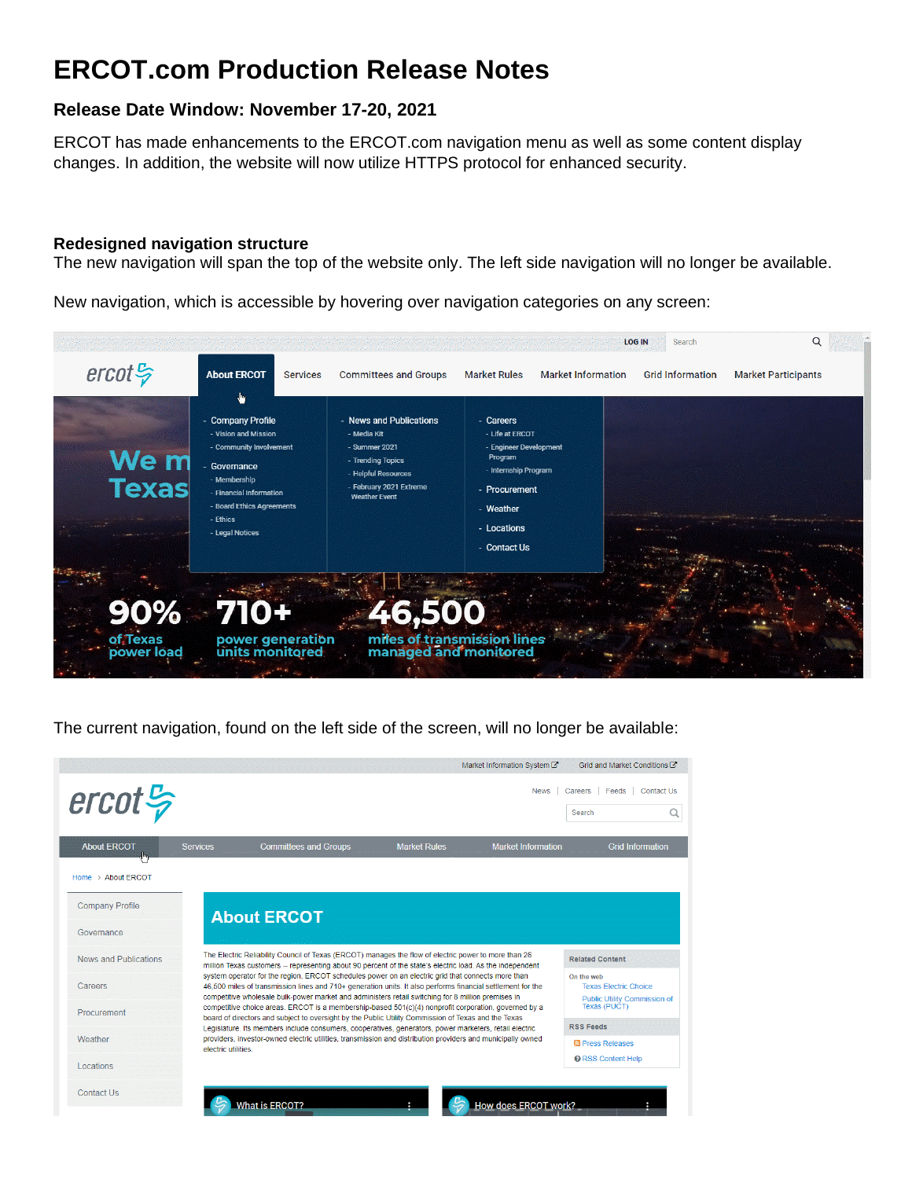# ERCOT.com Production Release Notes

### Release Date Window: November 17-20, 2021

ERCOT has made enhancements to the ERCOT.com navigation menu as well as some content display changes. In addition, the website will now utilize HTTPS protocol for enhanced security.

**Redesigned navigation structure**

The new navigation will span the top of the website only. The left side navigation will no longer be available.

New navigation, which is accessible by hovering over navigation categories on any screen:

The current navigation, found on the left side of the screen, will no longer be available: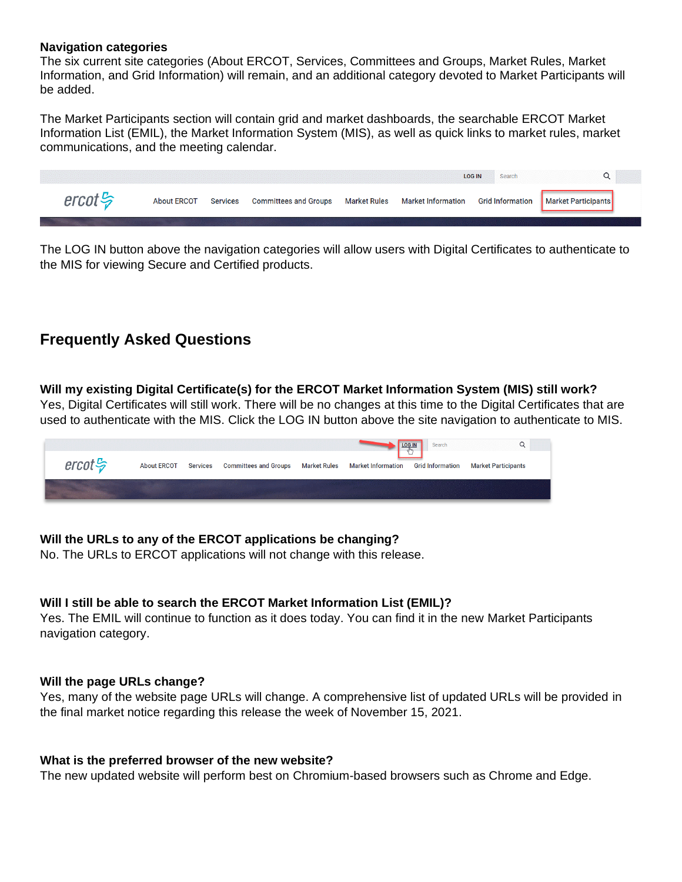**Navigation categories**

The six current site categories (About ERCOT, Services, Committees and Groups, Market Rules, Market Information, and Grid Information) will remain, and an additional category devoted to Market Participants will be added.

The Market Participants section will contain grid and market dashboards, the searchable ERCOT Market Information List (EMIL), the Market Information System (MIS), as well as quick links to market rules, market communications, and the meeting calendar.

The LOG IN button above the navigation categories will allow users with Digital Certificates to authenticate to the MIS for viewing Secure and Certified products.

## Frequently Asked Questions

**Will my existing Digital Certificate(s) for the ERCOT Market Information System (MIS) still work?**

Yes, Digital Certificates will still work. There will be no changes at this time to the Digital Certificates that are used to authenticate with the MIS. Click the LOG IN button above the site navigation to authenticate to MIS.

**Will the URLs to any of the ERCOT applications be changing?**

No. The URLs to ERCOT applications will not change with this release.

**Will I still be able to search the ERCOT Market Information List (EMIL)?**

Yes. The EMIL will continue to function as it does today. You can find it in the new Market Participants navigation category.

**Will the page URLs change?**

Yes, many of the website page URLs will change. A comprehensive list of updated URLs will be provided in the final market notice regarding this release the week of November 15, 2021.

**What is the preferred browser of the new website?**

The new updated website will perform best on Chromium-based browsers such as Chrome and Edge.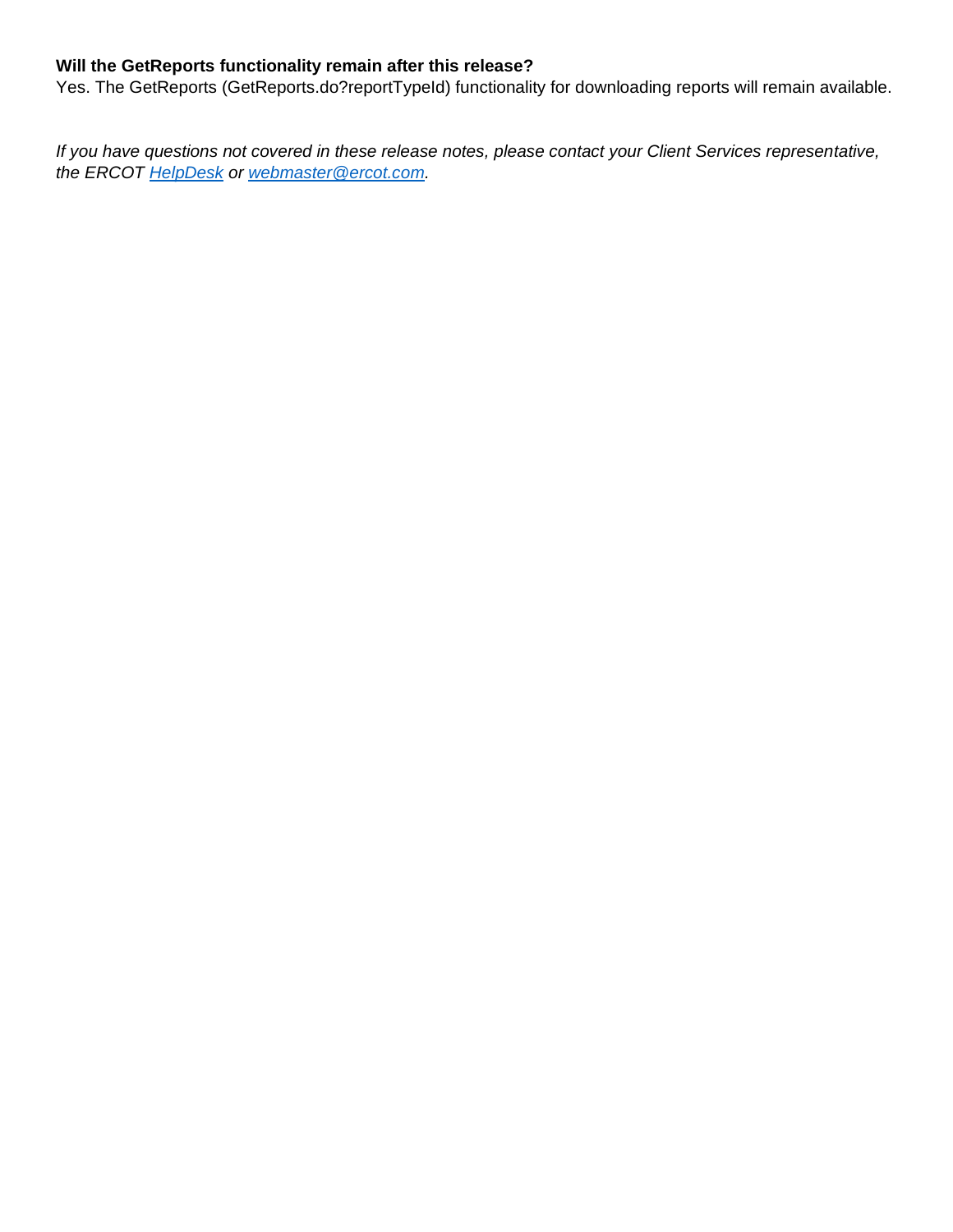**Will the GetReports functionality remain after this release?**

Yes. The GetReports (GetReports.do?reportTypeId) functionality for downloading reports will remain available.

*If you have questions not covered in these release notes, please contact your Client Services representative, the ERCOT [HelpDesk](HelpDesk) or [webmaster@ercot.com](mailto:webmaster@ercot.com).*